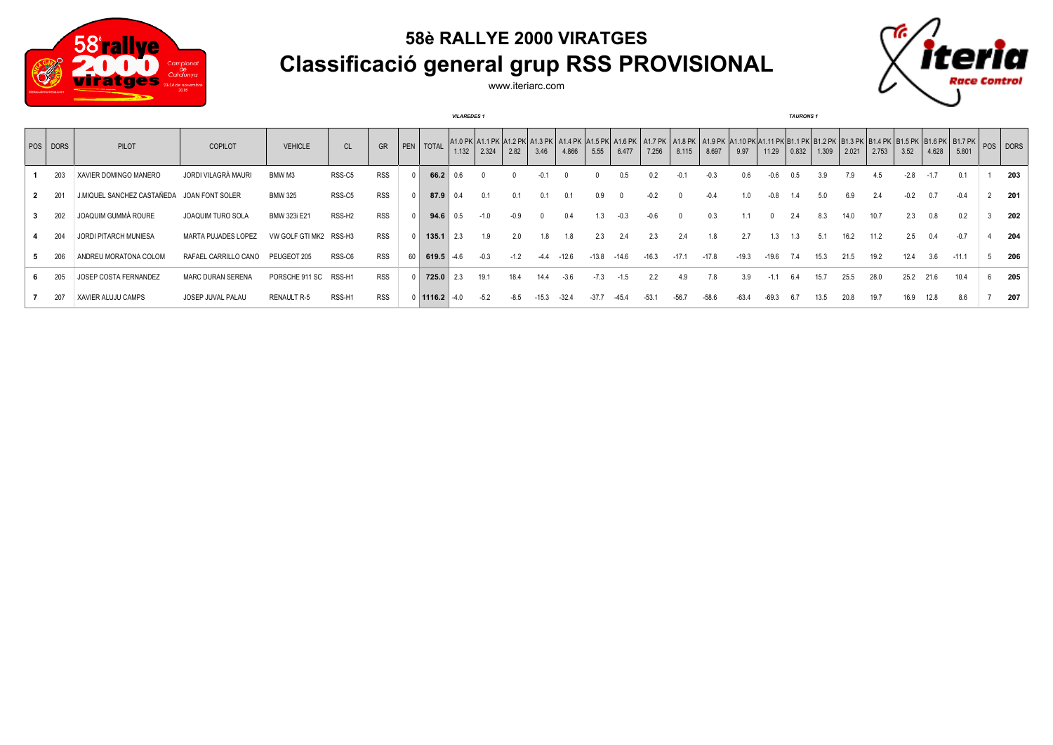# 58è RALLYE 2000 VIRATGES

## Classificació general grup RSS PROVISIONAL

www.iteriarc.com

| POS | DORS | PILOT | COPILOT | VEHICLE | CL | GR | PEN | TOTAL | A1.0 PK 1.132 | A1.1 PK 2.324 | A1.2 PK 2.82 | A1.3 PK 3.46 | A1.4 PK 4.866 | A1.5 PK 5.55 | A1.6 PK 6.477 | A1.7 PK 7.256 | A1.8 PK 8.115 | A1.9 PK 8.697 | A1.10 PK 9.97 | A1.11 PK 11.29 | B1.1 PK 0.832 | B1.2 PK 1.309 | B1.3 PK 2.021 | B1.4 PK 2.753 | B1.5 PK 3.52 | B1.6 PK 4.628 | B1.7 PK 5.801 | POS | DORS |
|---|---|---|---|---|---|---|---|---|---|---|---|---|---|---|---|---|---|---|---|---|---|---|---|---|---|---|---|---|---|
| | | | | | | | | | VILAREDES 1 | | | | | | | | | | | | TAURONS 1 | | | | | | | | |
| 1 | 203 | XAVIER DOMINGO MANERO | JORDI VILAGRÀ MAURI | BMW M3 | RSS-C5 | RSS | 0 | 66.2 | 0.6 | 0 | 0 | -0.1 | 0 | 0 | 0.5 | 0.2 | -0.1 | -0.3 | 0.6 | -0.6 | 0.5 | 3.9 | 7.9 | 4.5 | -2.8 | -1.7 | 0.1 | 1 | 203 |
| 2 | 201 | J.MIQUEL SANCHEZ CASTAÑEDA | JOAN FONT SOLER | BMW 325 | RSS-C5 | RSS | 0 | 87.9 | 0.4 | 0.1 | 0.1 | 0.1 | 0.1 | 0.9 | 0 | -0.2 | 0 | -0.4 | 1.0 | -0.8 | 1.4 | 5.0 | 6.9 | 2.4 | -0.2 | 0.7 | -0.4 | 2 | 201 |
| 3 | 202 | JOAQUIM GUMMÀ ROURE | JOAQUIM TURO SOLA | BMW 323i E21 | RSS-H2 | RSS | 0 | 94.6 | 0.5 | -1.0 | -0.9 | 0 | 0.4 | 1.3 | -0.3 | -0.6 | 0 | 0.3 | 1.1 | 0 | 2.4 | 8.3 | 14.0 | 10.7 | 2.3 | 0.8 | 0.2 | 3 | 202 |
| 4 | 204 | JORDI PITARCH MUNIESA | MARTA PUJADES LOPEZ | VW GOLF GTI MK2 | RSS-H3 | RSS | 0 | 135.1 | 2.3 | 1.9 | 2.0 | 1.8 | 1.8 | 2.3 | 2.4 | 2.3 | 2.4 | 1.8 | 2.7 | 1.3 | 1.3 | 5.1 | 16.2 | 11.2 | 2.5 | 0.4 | -0.7 | 4 | 204 |
| 5 | 206 | ANDREU MORATONA COLOM | RAFAEL CARRILLO CANO | PEUGEOT 205 | RSS-C6 | RSS | 60 | 619.5 | -4.6 | -0.3 | -1.2 | -4.4 | -12.6 | -13.8 | -14.6 | -16.3 | -17.1 | -17.8 | -19.3 | -19.6 | 7.4 | 15.3 | 21.5 | 19.2 | 12.4 | 3.6 | -11.1 | 5 | 206 |
| 6 | 205 | JOSEP COSTA FERNANDEZ | MARC DURAN SERENA | PORSCHE 911 SC | RSS-H1 | RSS | 0 | 725.0 | 2.3 | 19.1 | 18.4 | 14.4 | -3.6 | -7.3 | -1.5 | 2.2 | 4.9 | 7.8 | 3.9 | -1.1 | 6.4 | 15.7 | 25.5 | 28.0 | 25.2 | 21.6 | 10.4 | 6 | 205 |
| 7 | 207 | XAVIER ALUJU CAMPS | JOSEP JUVAL PALAU | RENAULT R-5 | RSS-H1 | RSS | 0 | 1116.2 | -4.0 | -5.2 | -8.5 | -15.3 | -32.4 | -37.7 | -45.4 | -53.1 | -56.7 | -58.6 | -63.4 | -69.3 | 6.7 | 13.5 | 20.8 | 19.7 | 16.9 | 12.8 | 8.6 | 7 | 207 |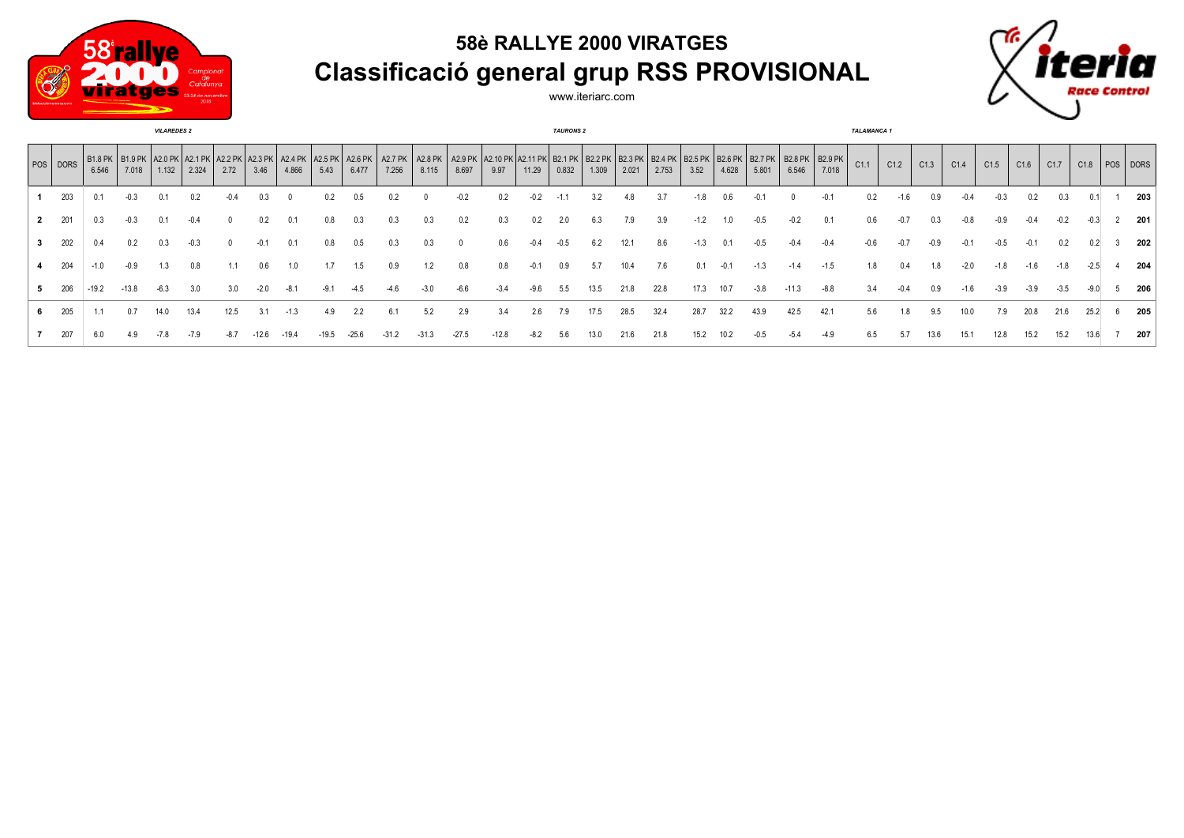## 58è RALLYE 2000 VIRATGES

# Classificació general grup RSS PROVISIONAL

www.iteriarc.com

*VILAREDES 2* — *TAURONS 2* — *TALAMANCA 1*

| POS | DORS | B1.8 PK 6.546 | B1.9 PK 7.018 | A2.0 PK 1.132 | A2.1 PK 2.324 | A2.2 PK 2.72 | A2.3 PK 3.46 | A2.4 PK 4.866 | A2.5 PK 5.43 | A2.6 PK 6.477 | A2.7 PK 7.256 | A2.8 PK 8.115 | A2.9 PK 8.697 | A2.10 PK 9.97 | A2.11 PK 11.29 | B2.1 PK 0.832 | B2.2 PK 1.309 | B2.3 PK 2.021 | B2.4 PK 2.753 | B2.5 PK 3.52 | B2.6 PK 4.628 | B2.7 PK 5.801 | B2.8 PK 6.546 | B2.9 PK 7.018 | C1.1 | C1.2 | C1.3 | C1.4 | C1.5 | C1.6 | C1.7 | C1.8 | POS | DORS |
|---|---|---|---|---|---|---|---|---|---|---|---|---|---|---|---|---|---|---|---|---|---|---|---|---|---|---|---|---|---|---|---|---|---|---|
| **1** | 203 | 0.1 | -0.3 | 0.1 | 0.2 | -0.4 | 0.3 | 0 | 0.2 | 0.5 | 0.2 | 0 | -0.2 | 0.2 | -0.2 | -1.1 | 3.2 | 4.8 | 3.7 | -1.8 | 0.6 | -0.1 | 0 | -0.1 | 0.2 | -1.6 | 0.9 | -0.4 | -0.3 | 0.2 | 0.3 | 0.1 | 1 | **203** |
| **2** | 201 | 0.3 | -0.3 | 0.1 | -0.4 | 0 | 0.2 | 0.1 | 0.8 | 0.3 | 0.3 | 0.3 | 0.2 | 0.3 | 0.2 | 2.0 | 6.3 | 7.9 | 3.9 | -1.2 | 1.0 | -0.5 | -0.2 | 0.1 | 0.6 | -0.7 | 0.3 | -0.8 | -0.9 | -0.4 | -0.2 | -0.3 | 2 | **201** |
| **3** | 202 | 0.4 | 0.2 | 0.3 | -0.3 | 0 | -0.1 | 0.1 | 0.8 | 0.5 | 0.3 | 0.3 | 0 | 0.6 | -0.4 | -0.5 | 6.2 | 12.1 | 8.6 | -1.3 | 0.1 | -0.5 | -0.4 | -0.4 | -0.6 | -0.7 | -0.9 | -0.1 | -0.5 | -0.1 | 0.2 | 0.2 | 3 | **202** |
| **4** | 204 | -1.0 | -0.9 | 1.3 | 0.8 | 1.1 | 0.6 | 1.0 | 1.7 | 1.5 | 0.9 | 1.2 | 0.8 | 0.8 | -0.1 | 0.9 | 5.7 | 10.4 | 7.6 | 0.1 | -0.1 | -1.3 | -1.4 | -1.5 | 1.8 | 0.4 | 1.8 | -2.0 | -1.8 | -1.6 | -1.8 | -2.5 | 4 | **204** |
| **5** | 206 | -19.2 | -13.8 | -6.3 | 3.0 | 3.0 | -2.0 | -8.1 | -9.1 | -4.5 | -4.6 | -3.0 | -6.6 | -3.4 | -9.6 | 5.5 | 13.5 | 21.8 | 22.8 | 17.3 | 10.7 | -3.8 | -11.3 | -8.8 | 3.4 | -0.4 | 0.9 | -1.6 | -3.9 | -3.9 | -3.5 | -9.0 | 5 | **206** |
| **6** | 205 | 1.1 | 0.7 | 14.0 | 13.4 | 12.5 | 3.1 | -1.3 | 4.9 | 2.2 | 6.1 | 5.2 | 2.9 | 3.4 | 2.6 | 7.9 | 17.5 | 28.5 | 32.4 | 28.7 | 32.2 | 43.9 | 42.5 | 42.1 | 5.6 | 1.8 | 9.5 | 10.0 | 7.9 | 20.8 | 21.6 | 25.2 | 6 | **205** |
| **7** | 207 | 6.0 | 4.9 | -7.8 | -7.9 | -8.7 | -12.6 | -19.4 | -19.5 | -25.6 | -31.2 | -31.3 | -27.5 | -12.8 | -8.2 | 5.6 | 13.0 | 21.6 | 21.8 | 15.2 | 10.2 | -0.5 | -5.4 | -4.9 | 6.5 | 5.7 | 13.6 | 15.1 | 12.8 | 15.2 | 15.2 | 13.6 | 7 | **207** |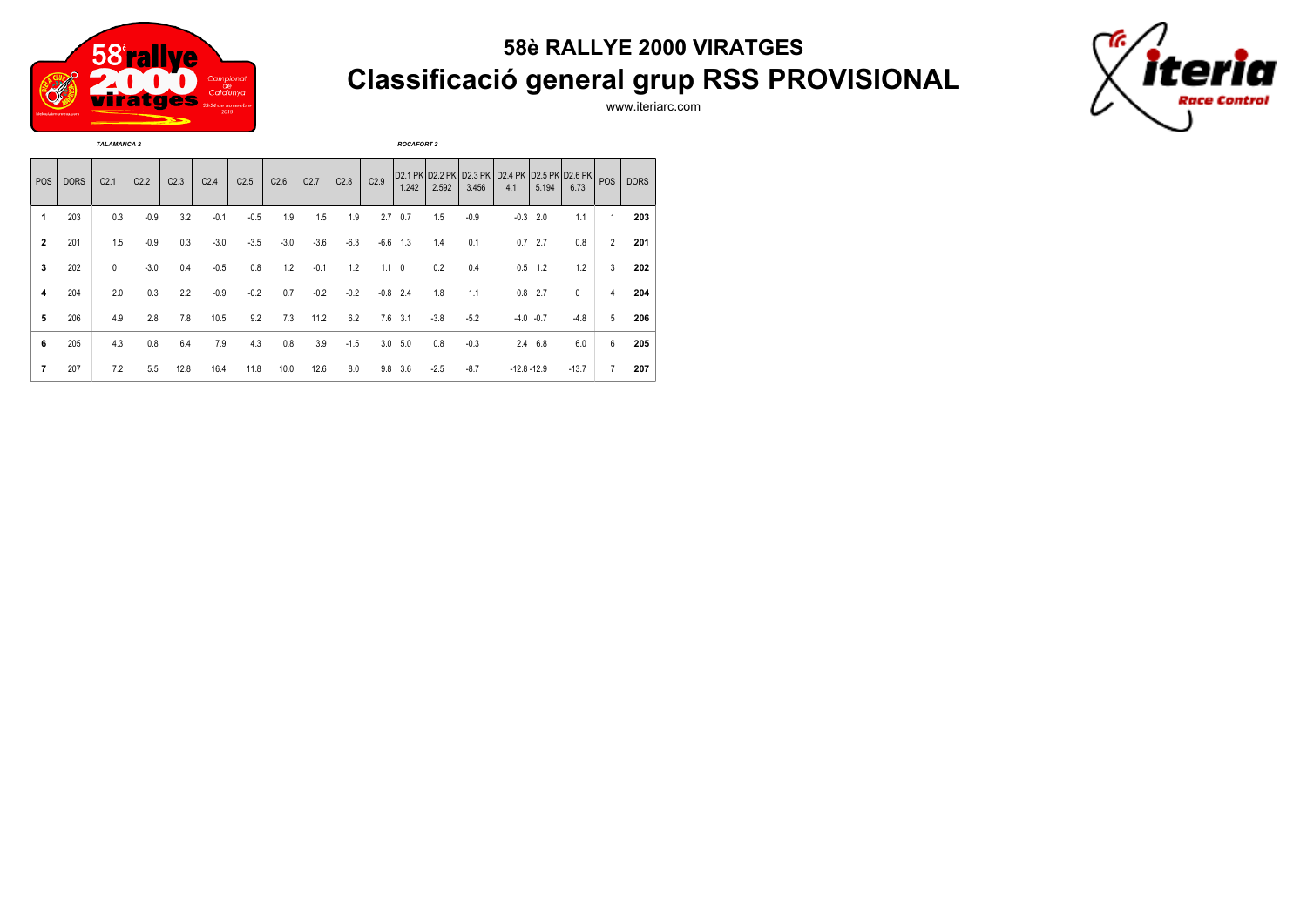# 58è RALLYE 2000 VIRATGES

## Classificació general grup RSS PROVISIONAL

www.iteriarc.com

*TALAMANCA 2* | *ROCAFORT 2*

| POS | DORS | C2.1 | C2.2 | C2.3 | C2.4 | C2.5 | C2.6 | C2.7 | C2.8 | C2.9 | D2.1 PK 1.242 | D2.2 PK 2.592 | D2.3 PK 3.456 | D2.4 PK 4.1 | D2.5 PK 5.194 | D2.6 PK 6.73 | POS | DORS |
|---|---|---|---|---|---|---|---|---|---|---|---|---|---|---|---|---|---|---|
| **1** | 203 | 0.3 | -0.9 | 3.2 | -0.1 | -0.5 | 1.9 | 1.5 | 1.9 | 2.7 | 0.7 | 1.5 | -0.9 | -0.3 | 2.0 | 1.1 | 1 | **203** |
| **2** | 201 | 1.5 | -0.9 | 0.3 | -3.0 | -3.5 | -3.0 | -3.6 | -6.3 | -6.6 | 1.3 | 1.4 | 0.1 | 0.7 | 2.7 | 0.8 | 2 | **201** |
| **3** | 202 | 0 | -3.0 | 0.4 | -0.5 | 0.8 | 1.2 | -0.1 | 1.2 | 1.1 | 0 | 0.2 | 0.4 | 0.5 | 1.2 | 1.2 | 3 | **202** |
| **4** | 204 | 2.0 | 0.3 | 2.2 | -0.9 | -0.2 | 0.7 | -0.2 | -0.2 | -0.8 | 2.4 | 1.8 | 1.1 | 0.8 | 2.7 | 0 | 4 | **204** |
| **5** | 206 | 4.9 | 2.8 | 7.8 | 10.5 | 9.2 | 7.3 | 11.2 | 6.2 | 7.6 | 3.1 | -3.8 | -5.2 | -4.0 | -0.7 | -4.8 | 5 | **206** |
| **6** | 205 | 4.3 | 0.8 | 6.4 | 7.9 | 4.3 | 0.8 | 3.9 | -1.5 | 3.0 | 5.0 | 0.8 | -0.3 | 2.4 | 6.8 | 6.0 | 6 | **205** |
| **7** | 207 | 7.2 | 5.5 | 12.8 | 16.4 | 11.8 | 10.0 | 12.6 | 8.0 | 9.8 | 3.6 | -2.5 | -8.7 | -12.8 | -12.9 | -13.7 | 7 | **207** |